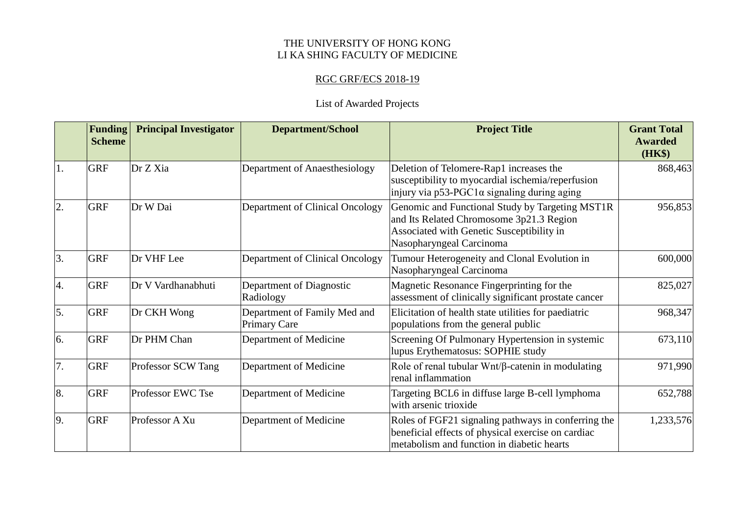THE UNIVERSITY OF HONG KONG
LI KA SHING FACULTY OF MEDICINE

RGC GRF/ECS 2018-19

List of Awarded Projects

| | Funding Scheme | Principal Investigator | Department/School | Project Title | Grant Total Awarded (HK$) |
|---|---|---|---|---|---|
| 1. | GRF | Dr Z Xia | Department of Anaesthesiology | Deletion of Telomere-Rap1 increases the susceptibility to myocardial ischemia/reperfusion injury via p53-PGC1α signaling during aging | 868,463 |
| 2. | GRF | Dr W Dai | Department of Clinical Oncology | Genomic and Functional Study by Targeting MST1R and Its Related Chromosome 3p21.3 Region Associated with Genetic Susceptibility in Nasopharyngeal Carcinoma | 956,853 |
| 3. | GRF | Dr VHF Lee | Department of Clinical Oncology | Tumour Heterogeneity and Clonal Evolution in Nasopharyngeal Carcinoma | 600,000 |
| 4. | GRF | Dr V Vardhanabhuti | Department of Diagnostic Radiology | Magnetic Resonance Fingerprinting for the assessment of clinically significant prostate cancer | 825,027 |
| 5. | GRF | Dr CKH Wong | Department of Family Med and Primary Care | Elicitation of health state utilities for paediatric populations from the general public | 968,347 |
| 6. | GRF | Dr PHM Chan | Department of Medicine | Screening Of Pulmonary Hypertension in systemic lupus Erythematosus: SOPHIE study | 673,110 |
| 7. | GRF | Professor SCW Tang | Department of Medicine | Role of renal tubular Wnt/β-catenin in modulating renal inflammation | 971,990 |
| 8. | GRF | Professor EWC Tse | Department of Medicine | Targeting BCL6 in diffuse large B-cell lymphoma with arsenic trioxide | 652,788 |
| 9. | GRF | Professor A Xu | Department of Medicine | Roles of FGF21 signaling pathways in conferring the beneficial effects of physical exercise on cardiac metabolism and function in diabetic hearts | 1,233,576 |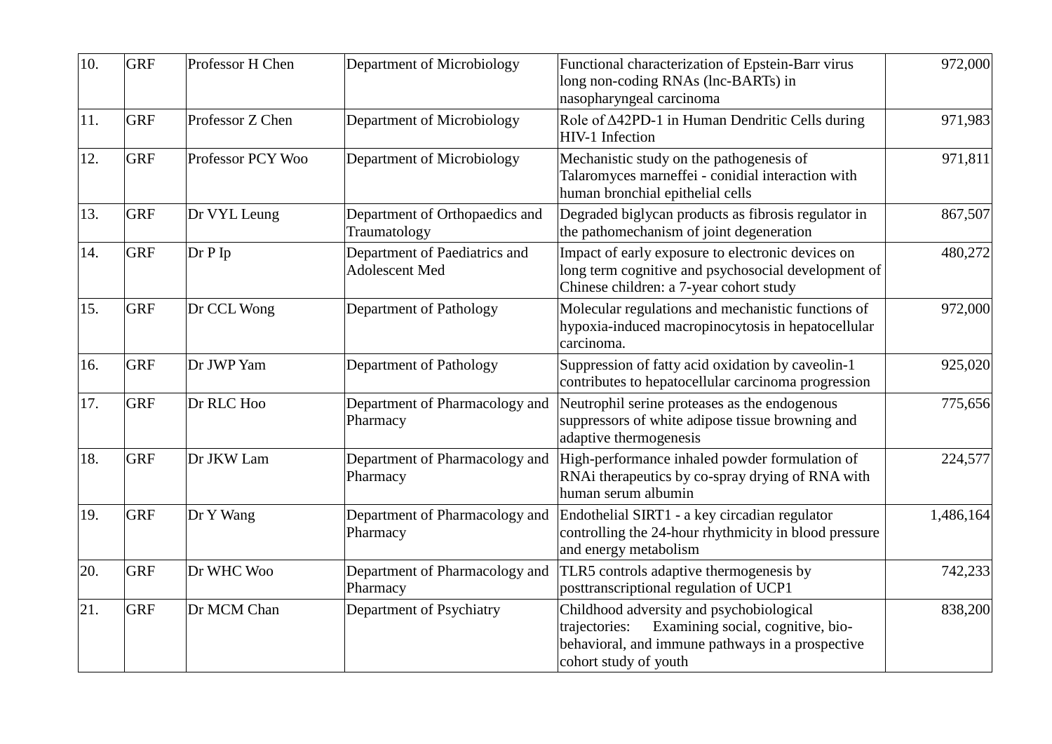| 10. | GRF | Professor H Chen | Department of Microbiology | Functional characterization of Epstein-Barr virus long non-coding RNAs (lnc-BARTs) in nasopharyngeal carcinoma | 972,000 |
|---|---|---|---|---|---|
| 11. | GRF | Professor Z Chen | Department of Microbiology | Role of Δ42PD-1 in Human Dendritic Cells during HIV-1 Infection | 971,983 |
| 12. | GRF | Professor PCY Woo | Department of Microbiology | Mechanistic study on the pathogenesis of Talaromyces marneffei - conidial interaction with human bronchial epithelial cells | 971,811 |
| 13. | GRF | Dr VYL Leung | Department of Orthopaedics and Traumatology | Degraded biglycan products as fibrosis regulator in the pathomechanism of joint degeneration | 867,507 |
| 14. | GRF | Dr P Ip | Department of Paediatrics and Adolescent Med | Impact of early exposure to electronic devices on long term cognitive and psychosocial development of Chinese children: a 7-year cohort study | 480,272 |
| 15. | GRF | Dr CCL Wong | Department of Pathology | Molecular regulations and mechanistic functions of hypoxia-induced macropinocytosis in hepatocellular carcinoma. | 972,000 |
| 16. | GRF | Dr JWP Yam | Department of Pathology | Suppression of fatty acid oxidation by caveolin-1 contributes to hepatocellular carcinoma progression | 925,020 |
| 17. | GRF | Dr RLC Hoo | Department of Pharmacology and Pharmacy | Neutrophil serine proteases as the endogenous suppressors of white adipose tissue browning and adaptive thermogenesis | 775,656 |
| 18. | GRF | Dr JKW Lam | Department of Pharmacology and Pharmacy | High-performance inhaled powder formulation of RNAi therapeutics by co-spray drying of RNA with human serum albumin | 224,577 |
| 19. | GRF | Dr Y Wang | Department of Pharmacology and Pharmacy | Endothelial SIRT1 - a key circadian regulator controlling the 24-hour rhythmicity in blood pressure and energy metabolism | 1,486,164 |
| 20. | GRF | Dr WHC Woo | Department of Pharmacology and Pharmacy | TLR5 controls adaptive thermogenesis by posttranscriptional regulation of UCP1 | 742,233 |
| 21. | GRF | Dr MCM Chan | Department of Psychiatry | Childhood adversity and psychobiological trajectories: Examining social, cognitive, bio-behavioral, and immune pathways in a prospective cohort study of youth | 838,200 |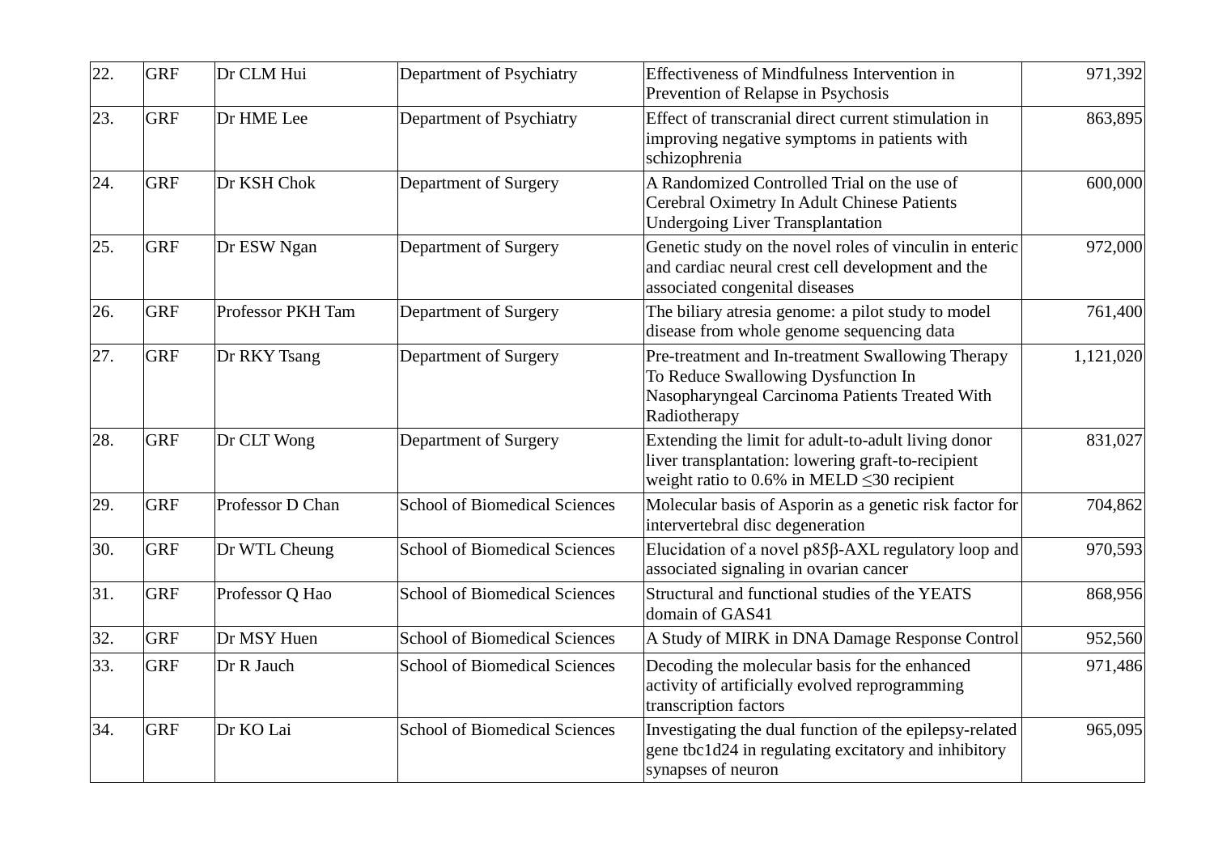| 22. | GRF | Dr CLM Hui | Department of Psychiatry | Effectiveness of Mindfulness Intervention in Prevention of Relapse in Psychosis | 971,392 |
|---|---|---|---|---|---|
| 23. | GRF | Dr HME Lee | Department of Psychiatry | Effect of transcranial direct current stimulation in improving negative symptoms in patients with schizophrenia | 863,895 |
| 24. | GRF | Dr KSH Chok | Department of Surgery | A Randomized Controlled Trial on the use of Cerebral Oximetry In Adult Chinese Patients Undergoing Liver Transplantation | 600,000 |
| 25. | GRF | Dr ESW Ngan | Department of Surgery | Genetic study on the novel roles of vinculin in enteric and cardiac neural crest cell development and the associated congenital diseases | 972,000 |
| 26. | GRF | Professor PKH Tam | Department of Surgery | The biliary atresia genome: a pilot study to model disease from whole genome sequencing data | 761,400 |
| 27. | GRF | Dr RKY Tsang | Department of Surgery | Pre-treatment and In-treatment Swallowing Therapy To Reduce Swallowing Dysfunction In Nasopharyngeal Carcinoma Patients Treated With Radiotherapy | 1,121,020 |
| 28. | GRF | Dr CLT Wong | Department of Surgery | Extending the limit for adult-to-adult living donor liver transplantation: lowering graft-to-recipient weight ratio to 0.6% in MELD ≤30 recipient | 831,027 |
| 29. | GRF | Professor D Chan | School of Biomedical Sciences | Molecular basis of Asporin as a genetic risk factor for intervertebral disc degeneration | 704,862 |
| 30. | GRF | Dr WTL Cheung | School of Biomedical Sciences | Elucidation of a novel p85β-AXL regulatory loop and associated signaling in ovarian cancer | 970,593 |
| 31. | GRF | Professor Q Hao | School of Biomedical Sciences | Structural and functional studies of the YEATS domain of GAS41 | 868,956 |
| 32. | GRF | Dr MSY Huen | School of Biomedical Sciences | A Study of MIRK in DNA Damage Response Control | 952,560 |
| 33. | GRF | Dr R Jauch | School of Biomedical Sciences | Decoding the molecular basis for the enhanced activity of artificially evolved reprogramming transcription factors | 971,486 |
| 34. | GRF | Dr KO Lai | School of Biomedical Sciences | Investigating the dual function of the epilepsy-related gene tbc1d24 in regulating excitatory and inhibitory synapses of neuron | 965,095 |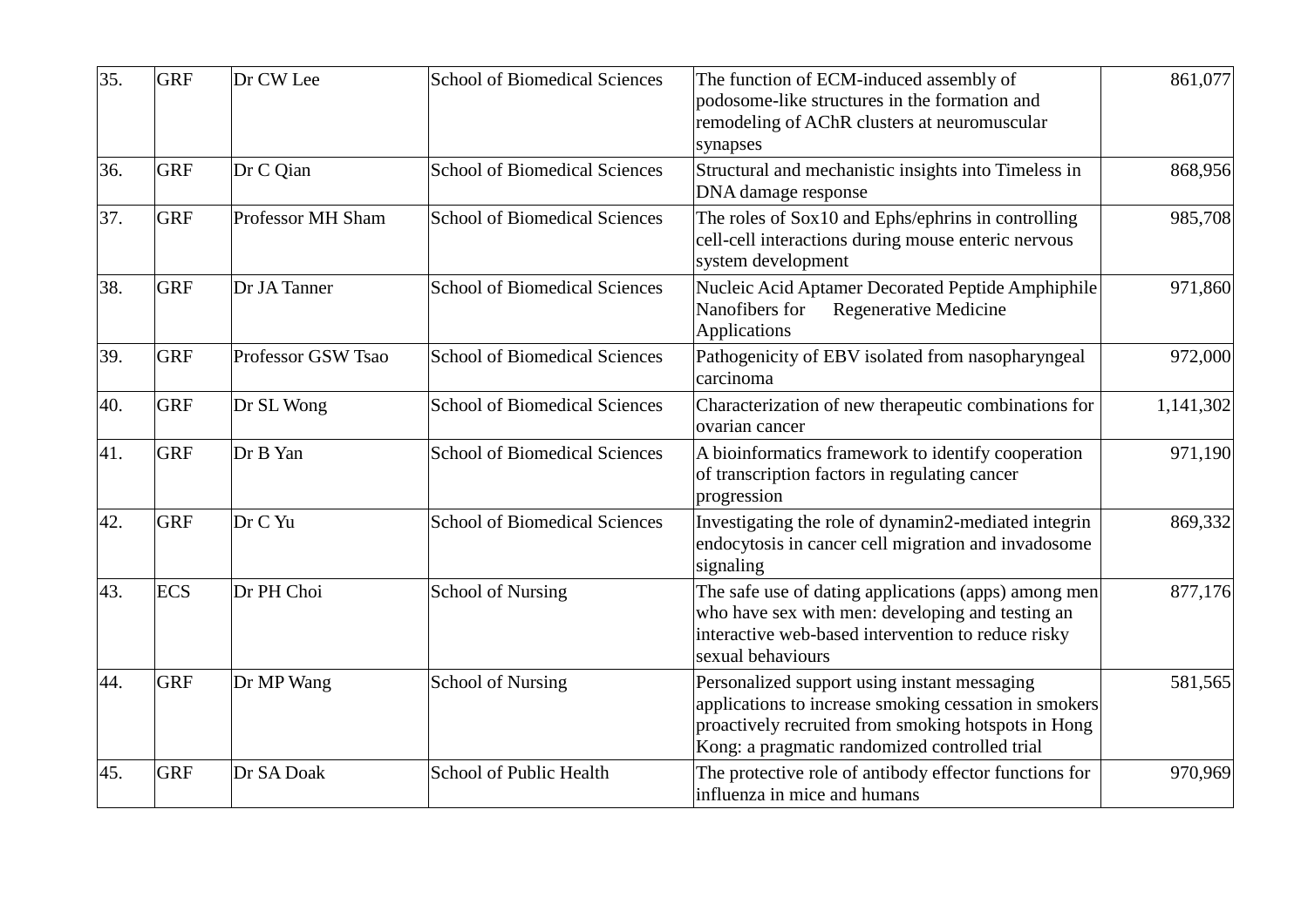| | | | | | |
|---|---|---|---|---|---|
| 35. | GRF | Dr CW Lee | School of Biomedical Sciences | The function of ECM-induced assembly of podosome-like structures in the formation and remodeling of AChR clusters at neuromuscular synapses | 861,077 |
| 36. | GRF | Dr C Qian | School of Biomedical Sciences | Structural and mechanistic insights into Timeless in DNA damage response | 868,956 |
| 37. | GRF | Professor MH Sham | School of Biomedical Sciences | The roles of Sox10 and Ephs/ephrins in controlling cell-cell interactions during mouse enteric nervous system development | 985,708 |
| 38. | GRF | Dr JA Tanner | School of Biomedical Sciences | Nucleic Acid Aptamer Decorated Peptide Amphiphile Nanofibers for Regenerative Medicine Applications | 971,860 |
| 39. | GRF | Professor GSW Tsao | School of Biomedical Sciences | Pathogenicity of EBV isolated from nasopharyngeal carcinoma | 972,000 |
| 40. | GRF | Dr SL Wong | School of Biomedical Sciences | Characterization of new therapeutic combinations for ovarian cancer | 1,141,302 |
| 41. | GRF | Dr B Yan | School of Biomedical Sciences | A bioinformatics framework to identify cooperation of transcription factors in regulating cancer progression | 971,190 |
| 42. | GRF | Dr C Yu | School of Biomedical Sciences | Investigating the role of dynamin2-mediated integrin endocytosis in cancer cell migration and invadosome signaling | 869,332 |
| 43. | ECS | Dr PH Choi | School of Nursing | The safe use of dating applications (apps) among men who have sex with men: developing and testing an interactive web-based intervention to reduce risky sexual behaviours | 877,176 |
| 44. | GRF | Dr MP Wang | School of Nursing | Personalized support using instant messaging applications to increase smoking cessation in smokers proactively recruited from smoking hotspots in Hong Kong: a pragmatic randomized controlled trial | 581,565 |
| 45. | GRF | Dr SA Doak | School of Public Health | The protective role of antibody effector functions for influenza in mice and humans | 970,969 |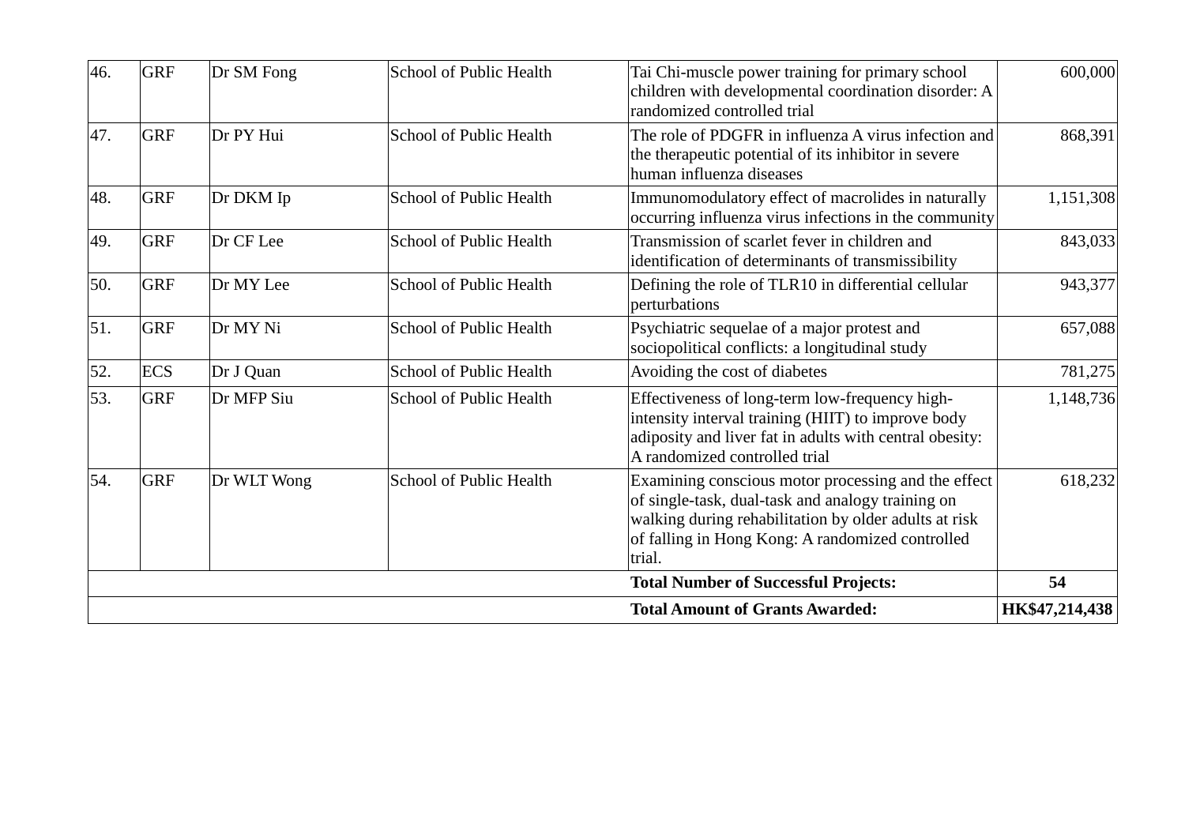| | | | | | |
|---|---|---|---|---|---|
| 46. | GRF | Dr SM Fong | School of Public Health | Tai Chi-muscle power training for primary school children with developmental coordination disorder: A randomized controlled trial | 600,000 |
| 47. | GRF | Dr PY Hui | School of Public Health | The role of PDGFR in influenza A virus infection and the therapeutic potential of its inhibitor in severe human influenza diseases | 868,391 |
| 48. | GRF | Dr DKM Ip | School of Public Health | Immunomodulatory effect of macrolides in naturally occurring influenza virus infections in the community | 1,151,308 |
| 49. | GRF | Dr CF Lee | School of Public Health | Transmission of scarlet fever in children and identification of determinants of transmissibility | 843,033 |
| 50. | GRF | Dr MY Lee | School of Public Health | Defining the role of TLR10 in differential cellular perturbations | 943,377 |
| 51. | GRF | Dr MY Ni | School of Public Health | Psychiatric sequelae of a major protest and sociopolitical conflicts: a longitudinal study | 657,088 |
| 52. | ECS | Dr J Quan | School of Public Health | Avoiding the cost of diabetes | 781,275 |
| 53. | GRF | Dr MFP Siu | School of Public Health | Effectiveness of long-term low-frequency high-intensity interval training (HIIT) to improve body adiposity and liver fat in adults with central obesity: A randomized controlled trial | 1,148,736 |
| 54. | GRF | Dr WLT Wong | School of Public Health | Examining conscious motor processing and the effect of single-task, dual-task and analogy training on walking during rehabilitation by older adults at risk of falling in Hong Kong: A randomized controlled trial. | 618,232 |
| | | | | **Total Number of Successful Projects:** | **54** |
| | | | | **Total Amount of Grants Awarded:** | **HK$47,214,438** |